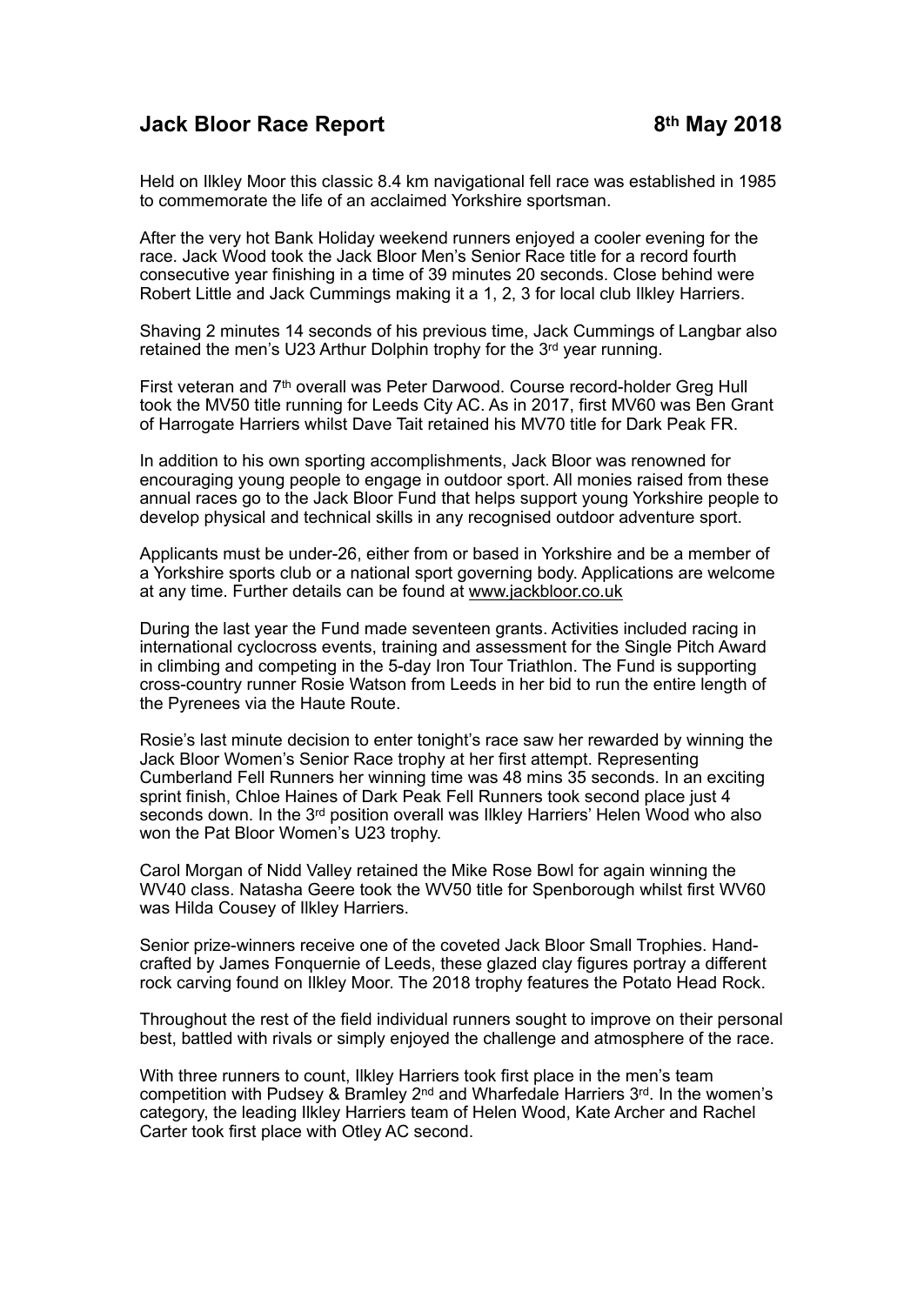# Jack Bloor Race Report 8th May 2018

Held on Ilkley Moor this classic 8.4 km navigational fell race was established in 1985 to commemorate the life of an acclaimed Yorkshire sportsman.

After the very hot Bank Holiday weekend runners enjoyed a cooler evening for the race. Jack Wood took the Jack Bloor Men's Senior Race title for a record fourth consecutive year finishing in a time of 39 minutes 20 seconds. Close behind were Robert Little and Jack Cummings making it a 1, 2, 3 for local club Ilkley Harriers.

Shaving 2 minutes 14 seconds of his previous time, Jack Cummings of Langbar also retained the men's U23 Arthur Dolphin trophy for the 3rd year running.

First veteran and 7th overall was Peter Darwood. Course record-holder Greg Hull took the MV50 title running for Leeds City AC. As in 2017, first MV60 was Ben Grant of Harrogate Harriers whilst Dave Tait retained his MV70 title for Dark Peak FR.

In addition to his own sporting accomplishments, Jack Bloor was renowned for encouraging young people to engage in outdoor sport. All monies raised from these annual races go to the Jack Bloor Fund that helps support young Yorkshire people to develop physical and technical skills in any recognised outdoor adventure sport.

Applicants must be under-26, either from or based in Yorkshire and be a member of a Yorkshire sports club or a national sport governing body. Applications are welcome at any time. Further details can be found at www.jackbloor.co.uk

During the last year the Fund made seventeen grants. Activities included racing in international cyclocross events, training and assessment for the Single Pitch Award in climbing and competing in the 5-day Iron Tour Triathlon. The Fund is supporting cross-country runner Rosie Watson from Leeds in her bid to run the entire length of the Pyrenees via the Haute Route.

Rosie's last minute decision to enter tonight's race saw her rewarded by winning the Jack Bloor Women's Senior Race trophy at her first attempt. Representing Cumberland Fell Runners her winning time was 48 mins 35 seconds. In an exciting sprint finish, Chloe Haines of Dark Peak Fell Runners took second place just 4 seconds down. In the 3rd position overall was Ilkley Harriers' Helen Wood who also won the Pat Bloor Women's U23 trophy.

Carol Morgan of Nidd Valley retained the Mike Rose Bowl for again winning the WV40 class. Natasha Geere took the WV50 title for Spenborough whilst first WV60 was Hilda Cousey of Ilkley Harriers.

Senior prize-winners receive one of the coveted Jack Bloor Small Trophies. Hand-crafted by James Fonquernie of Leeds, these glazed clay figures portray a different rock carving found on Ilkley Moor. The 2018 trophy features the Potato Head Rock.

Throughout the rest of the field individual runners sought to improve on their personal best, battled with rivals or simply enjoyed the challenge and atmosphere of the race.

With three runners to count, Ilkley Harriers took first place in the men's team competition with Pudsey & Bramley 2nd and Wharfedale Harriers 3rd. In the women's category, the leading Ilkley Harriers team of Helen Wood, Kate Archer and Rachel Carter took first place with Otley AC second.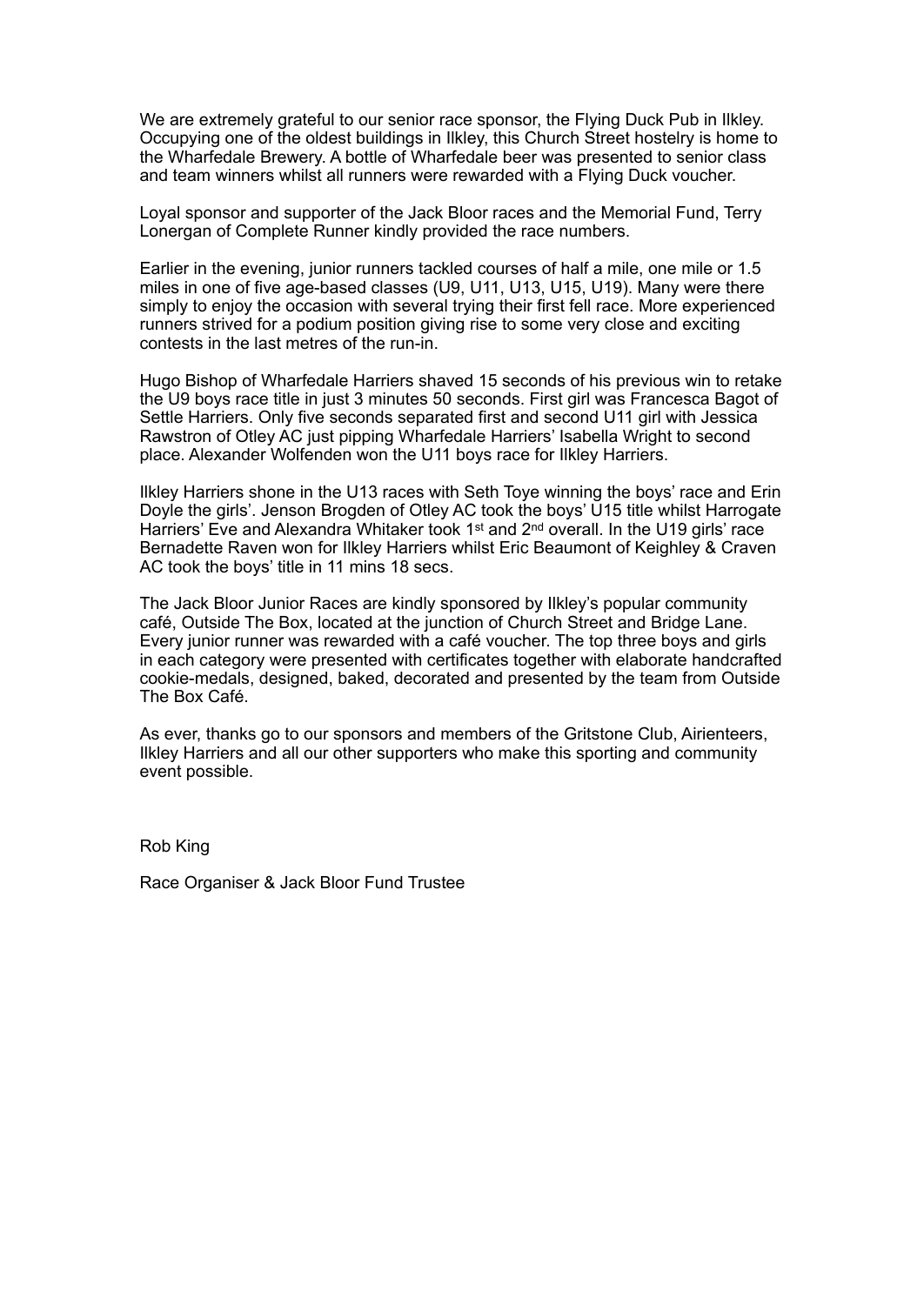We are extremely grateful to our senior race sponsor, the Flying Duck Pub in Ilkley. Occupying one of the oldest buildings in Ilkley, this Church Street hostelry is home to the Wharfedale Brewery. A bottle of Wharfedale beer was presented to senior class and team winners whilst all runners were rewarded with a Flying Duck voucher.

Loyal sponsor and supporter of the Jack Bloor races and the Memorial Fund, Terry Lonergan of Complete Runner kindly provided the race numbers.

Earlier in the evening, junior runners tackled courses of half a mile, one mile or 1.5 miles in one of five age-based classes (U9, U11, U13, U15, U19). Many were there simply to enjoy the occasion with several trying their first fell race. More experienced runners strived for a podium position giving rise to some very close and exciting contests in the last metres of the run-in.

Hugo Bishop of Wharfedale Harriers shaved 15 seconds of his previous win to retake the U9 boys race title in just 3 minutes 50 seconds. First girl was Francesca Bagot of Settle Harriers. Only five seconds separated first and second U11 girl with Jessica Rawstron of Otley AC just pipping Wharfedale Harriers' Isabella Wright to second place. Alexander Wolfenden won the U11 boys race for Ilkley Harriers.

Ilkley Harriers shone in the U13 races with Seth Toye winning the boys' race and Erin Doyle the girls'. Jenson Brogden of Otley AC took the boys' U15 title whilst Harrogate Harriers' Eve and Alexandra Whitaker took 1st and 2nd overall. In the U19 girls' race Bernadette Raven won for Ilkley Harriers whilst Eric Beaumont of Keighley & Craven AC took the boys' title in 11 mins 18 secs.

The Jack Bloor Junior Races are kindly sponsored by Ilkley's popular community café, Outside The Box, located at the junction of Church Street and Bridge Lane. Every junior runner was rewarded with a café voucher. The top three boys and girls in each category were presented with certificates together with elaborate handcrafted cookie-medals, designed, baked, decorated and presented by the team from Outside The Box Café.

As ever, thanks go to our sponsors and members of the Gritstone Club, Airienteers, Ilkley Harriers and all our other supporters who make this sporting and community event possible.

Rob King

Race Organiser & Jack Bloor Fund Trustee